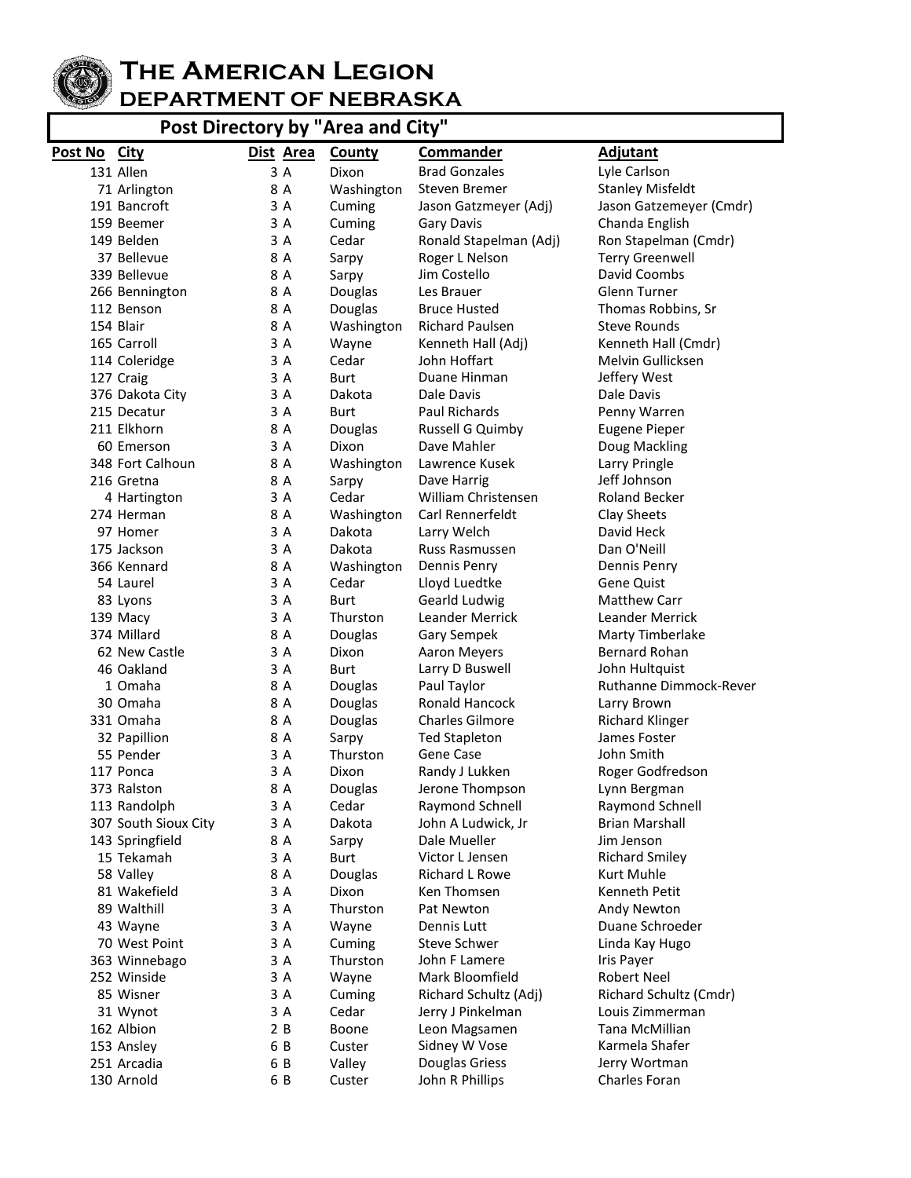# The American Legion

## DEPARTMENT OF NEBRASKA

### Post Directory by "Area and City"

| Post No | City | Dist | Area | County | Commander | Adjutant |
|---|---|---|---|---|---|---|
| 131 | Allen | 3 | A | Dixon | Brad Gonzales | Lyle Carlson |
| 71 | Arlington | 8 | A | Washington | Steven Bremer | Stanley Misfeldt |
| 191 | Bancroft | 3 | A | Cuming | Jason Gatzmeyer (Adj) | Jason Gatzemeyer (Cmdr) |
| 159 | Beemer | 3 | A | Cuming | Gary Davis | Chanda English |
| 149 | Belden | 3 | A | Cedar | Ronald Stapelman (Adj) | Ron Stapelman (Cmdr) |
| 37 | Bellevue | 8 | A | Sarpy | Roger L Nelson | Terry Greenwell |
| 339 | Bellevue | 8 | A | Sarpy | Jim Costello | David Coombs |
| 266 | Bennington | 8 | A | Douglas | Les Brauer | Glenn Turner |
| 112 | Benson | 8 | A | Douglas | Bruce Husted | Thomas Robbins, Sr |
| 154 | Blair | 8 | A | Washington | Richard Paulsen | Steve Rounds |
| 165 | Carroll | 3 | A | Wayne | Kenneth Hall (Adj) | Kenneth Hall (Cmdr) |
| 114 | Coleridge | 3 | A | Cedar | John Hoffart | Melvin Gullicksen |
| 127 | Craig | 3 | A | Burt | Duane Hinman | Jeffery West |
| 376 | Dakota City | 3 | A | Dakota | Dale Davis | Dale Davis |
| 215 | Decatur | 3 | A | Burt | Paul Richards | Penny Warren |
| 211 | Elkhorn | 8 | A | Douglas | Russell G Quimby | Eugene Pieper |
| 60 | Emerson | 3 | A | Dixon | Dave Mahler | Doug Mackling |
| 348 | Fort Calhoun | 8 | A | Washington | Lawrence Kusek | Larry Pringle |
| 216 | Gretna | 8 | A | Sarpy | Dave Harrig | Jeff Johnson |
| 4 | Hartington | 3 | A | Cedar | William Christensen | Roland Becker |
| 274 | Herman | 8 | A | Washington | Carl Rennerfeldt | Clay Sheets |
| 97 | Homer | 3 | A | Dakota | Larry Welch | David Heck |
| 175 | Jackson | 3 | A | Dakota | Russ Rasmussen | Dan O'Neill |
| 366 | Kennard | 8 | A | Washington | Dennis Penry | Dennis Penry |
| 54 | Laurel | 3 | A | Cedar | Lloyd Luedtke | Gene Quist |
| 83 | Lyons | 3 | A | Burt | Gearld Ludwig | Matthew Carr |
| 139 | Macy | 3 | A | Thurston | Leander Merrick | Leander Merrick |
| 374 | Millard | 8 | A | Douglas | Gary Sempek | Marty Timberlake |
| 62 | New Castle | 3 | A | Dixon | Aaron Meyers | Bernard Rohan |
| 46 | Oakland | 3 | A | Burt | Larry D Buswell | John Hultquist |
| 1 | Omaha | 8 | A | Douglas | Paul Taylor | Ruthanne Dimmock-Rever |
| 30 | Omaha | 8 | A | Douglas | Ronald Hancock | Larry Brown |
| 331 | Omaha | 8 | A | Douglas | Charles Gilmore | Richard Klinger |
| 32 | Papillion | 8 | A | Sarpy | Ted Stapleton | James Foster |
| 55 | Pender | 3 | A | Thurston | Gene Case | John Smith |
| 117 | Ponca | 3 | A | Dixon | Randy J Lukken | Roger Godfredson |
| 373 | Ralston | 8 | A | Douglas | Jerone Thompson | Lynn Bergman |
| 113 | Randolph | 3 | A | Cedar | Raymond Schnell | Raymond Schnell |
| 307 | South Sioux City | 3 | A | Dakota | John A Ludwick, Jr | Brian Marshall |
| 143 | Springfield | 8 | A | Sarpy | Dale Mueller | Jim Jenson |
| 15 | Tekamah | 3 | A | Burt | Victor L Jensen | Richard Smiley |
| 58 | Valley | 8 | A | Douglas | Richard L Rowe | Kurt Muhle |
| 81 | Wakefield | 3 | A | Dixon | Ken Thomsen | Kenneth Petit |
| 89 | Walthill | 3 | A | Thurston | Pat Newton | Andy Newton |
| 43 | Wayne | 3 | A | Wayne | Dennis Lutt | Duane Schroeder |
| 70 | West Point | 3 | A | Cuming | Steve Schwer | Linda Kay Hugo |
| 363 | Winnebago | 3 | A | Thurston | John F Lamere | Iris Payer |
| 252 | Winside | 3 | A | Wayne | Mark Bloomfield | Robert Neel |
| 85 | Wisner | 3 | A | Cuming | Richard Schultz (Adj) | Richard Schultz (Cmdr) |
| 31 | Wynot | 3 | A | Cedar | Jerry J Pinkelman | Louis Zimmerman |
| 162 | Albion | 2 | B | Boone | Leon Magsamen | Tana McMillian |
| 153 | Ansley | 6 | B | Custer | Sidney W Vose | Karmela Shafer |
| 251 | Arcadia | 6 | B | Valley | Douglas Griess | Jerry Wortman |
| 130 | Arnold | 6 | B | Custer | John R Phillips | Charles Foran |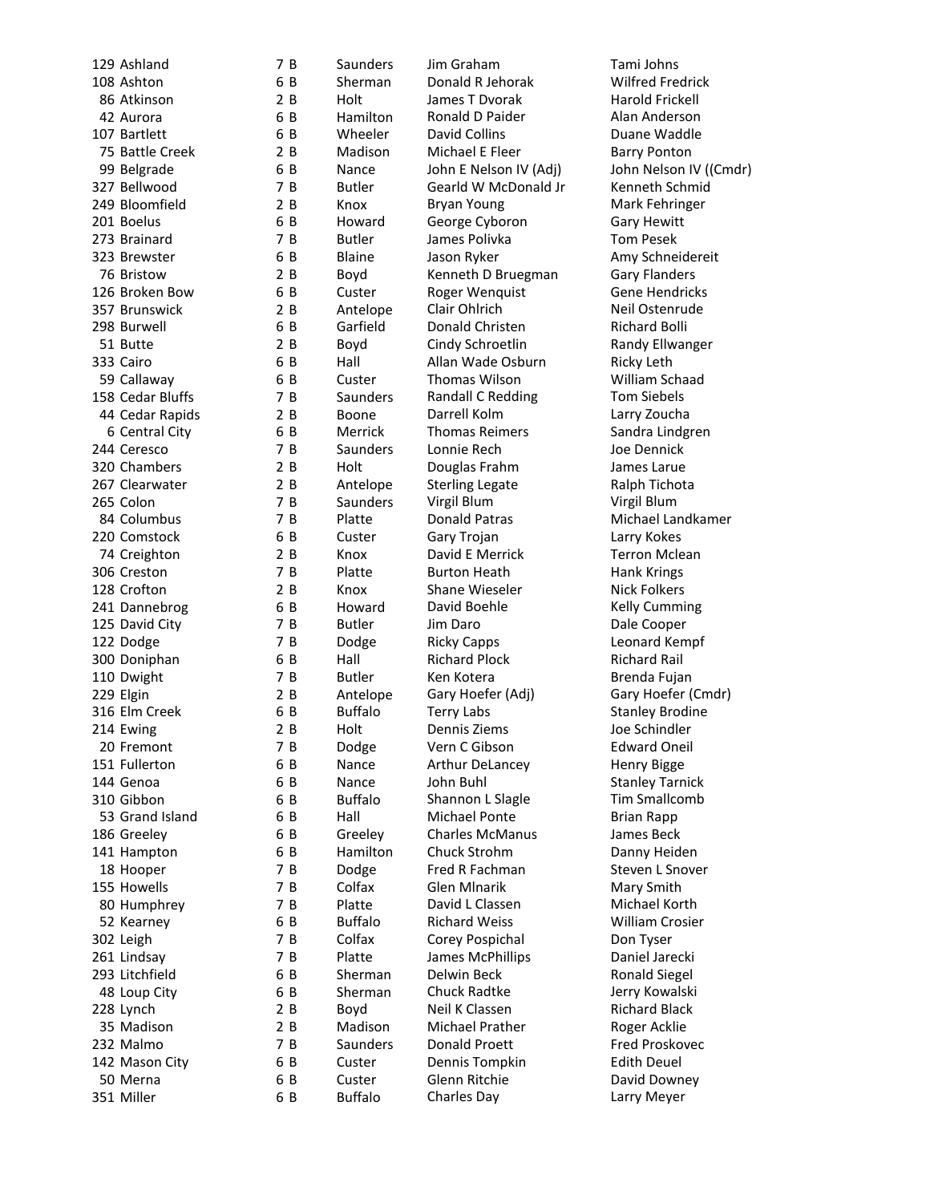| | | | | | |
|---|---|---|---|---|---|
| 129 | Ashland | 7 B | Saunders | Jim Graham | Tami Johns |
| 108 | Ashton | 6 B | Sherman | Donald R Jehorak | Wilfred Fredrick |
| 86 | Atkinson | 2 B | Holt | James T Dvorak | Harold Frickell |
| 42 | Aurora | 6 B | Hamilton | Ronald D Paider | Alan Anderson |
| 107 | Bartlett | 6 B | Wheeler | David Collins | Duane Waddle |
| 75 | Battle Creek | 2 B | Madison | Michael E Fleer | Barry Ponton |
| 99 | Belgrade | 6 B | Nance | John E Nelson IV (Adj) | John Nelson IV ((Cmdr) |
| 327 | Bellwood | 7 B | Butler | Gearld W McDonald Jr | Kenneth Schmid |
| 249 | Bloomfield | 2 B | Knox | Bryan Young | Mark Fehringer |
| 201 | Boelus | 6 B | Howard | George Cyboron | Gary Hewitt |
| 273 | Brainard | 7 B | Butler | James Polivka | Tom Pesek |
| 323 | Brewster | 6 B | Blaine | Jason Ryker | Amy Schneidereit |
| 76 | Bristow | 2 B | Boyd | Kenneth D Bruegman | Gary Flanders |
| 126 | Broken Bow | 6 B | Custer | Roger Wenquist | Gene Hendricks |
| 357 | Brunswick | 2 B | Antelope | Clair Ohlrich | Neil Ostenrude |
| 298 | Burwell | 6 B | Garfield | Donald Christen | Richard Bolli |
| 51 | Butte | 2 B | Boyd | Cindy Schroetlin | Randy Ellwanger |
| 333 | Cairo | 6 B | Hall | Allan Wade Osburn | Ricky Leth |
| 59 | Callaway | 6 B | Custer | Thomas Wilson | William Schaad |
| 158 | Cedar Bluffs | 7 B | Saunders | Randall C Redding | Tom Siebels |
| 44 | Cedar Rapids | 2 B | Boone | Darrell Kolm | Larry Zoucha |
| 6 | Central City | 6 B | Merrick | Thomas Reimers | Sandra Lindgren |
| 244 | Ceresco | 7 B | Saunders | Lonnie Rech | Joe Dennick |
| 320 | Chambers | 2 B | Holt | Douglas Frahm | James Larue |
| 267 | Clearwater | 2 B | Antelope | Sterling Legate | Ralph Tichota |
| 265 | Colon | 7 B | Saunders | Virgil Blum | Virgil Blum |
| 84 | Columbus | 7 B | Platte | Donald Patras | Michael Landkamer |
| 220 | Comstock | 6 B | Custer | Gary Trojan | Larry Kokes |
| 74 | Creighton | 2 B | Knox | David E Merrick | Terron Mclean |
| 306 | Creston | 7 B | Platte | Burton Heath | Hank Krings |
| 128 | Crofton | 2 B | Knox | Shane Wieseler | Nick Folkers |
| 241 | Dannebrog | 6 B | Howard | David Boehle | Kelly Cumming |
| 125 | David City | 7 B | Butler | Jim Daro | Dale Cooper |
| 122 | Dodge | 7 B | Dodge | Ricky Capps | Leonard Kempf |
| 300 | Doniphan | 6 B | Hall | Richard Plock | Richard Rail |
| 110 | Dwight | 7 B | Butler | Ken Kotera | Brenda Fujan |
| 229 | Elgin | 2 B | Antelope | Gary Hoefer (Adj) | Gary Hoefer (Cmdr) |
| 316 | Elm Creek | 6 B | Buffalo | Terry Labs | Stanley Brodine |
| 214 | Ewing | 2 B | Holt | Dennis Ziems | Joe Schindler |
| 20 | Fremont | 7 B | Dodge | Vern C Gibson | Edward Oneil |
| 151 | Fullerton | 6 B | Nance | Arthur DeLancey | Henry Bigge |
| 144 | Genoa | 6 B | Nance | John Buhl | Stanley Tarnick |
| 310 | Gibbon | 6 B | Buffalo | Shannon L Slagle | Tim Smallcomb |
| 53 | Grand Island | 6 B | Hall | Michael Ponte | Brian Rapp |
| 186 | Greeley | 6 B | Greeley | Charles McManus | James Beck |
| 141 | Hampton | 6 B | Hamilton | Chuck Strohm | Danny Heiden |
| 18 | Hooper | 7 B | Dodge | Fred R Fachman | Steven L Snover |
| 155 | Howells | 7 B | Colfax | Glen Mlnarik | Mary Smith |
| 80 | Humphrey | 7 B | Platte | David L Classen | Michael Korth |
| 52 | Kearney | 6 B | Buffalo | Richard Weiss | William Crosier |
| 302 | Leigh | 7 B | Colfax | Corey Pospichal | Don Tyser |
| 261 | Lindsay | 7 B | Platte | James McPhillips | Daniel Jarecki |
| 293 | Litchfield | 6 B | Sherman | Delwin Beck | Ronald Siegel |
| 48 | Loup City | 6 B | Sherman | Chuck Radtke | Jerry Kowalski |
| 228 | Lynch | 2 B | Boyd | Neil K Classen | Richard Black |
| 35 | Madison | 2 B | Madison | Michael Prather | Roger Acklie |
| 232 | Malmo | 7 B | Saunders | Donald Proett | Fred Proskovec |
| 142 | Mason City | 6 B | Custer | Dennis Tompkin | Edith Deuel |
| 50 | Merna | 6 B | Custer | Glenn Ritchie | David Downey |
| 351 | Miller | 6 B | Buffalo | Charles Day | Larry Meyer |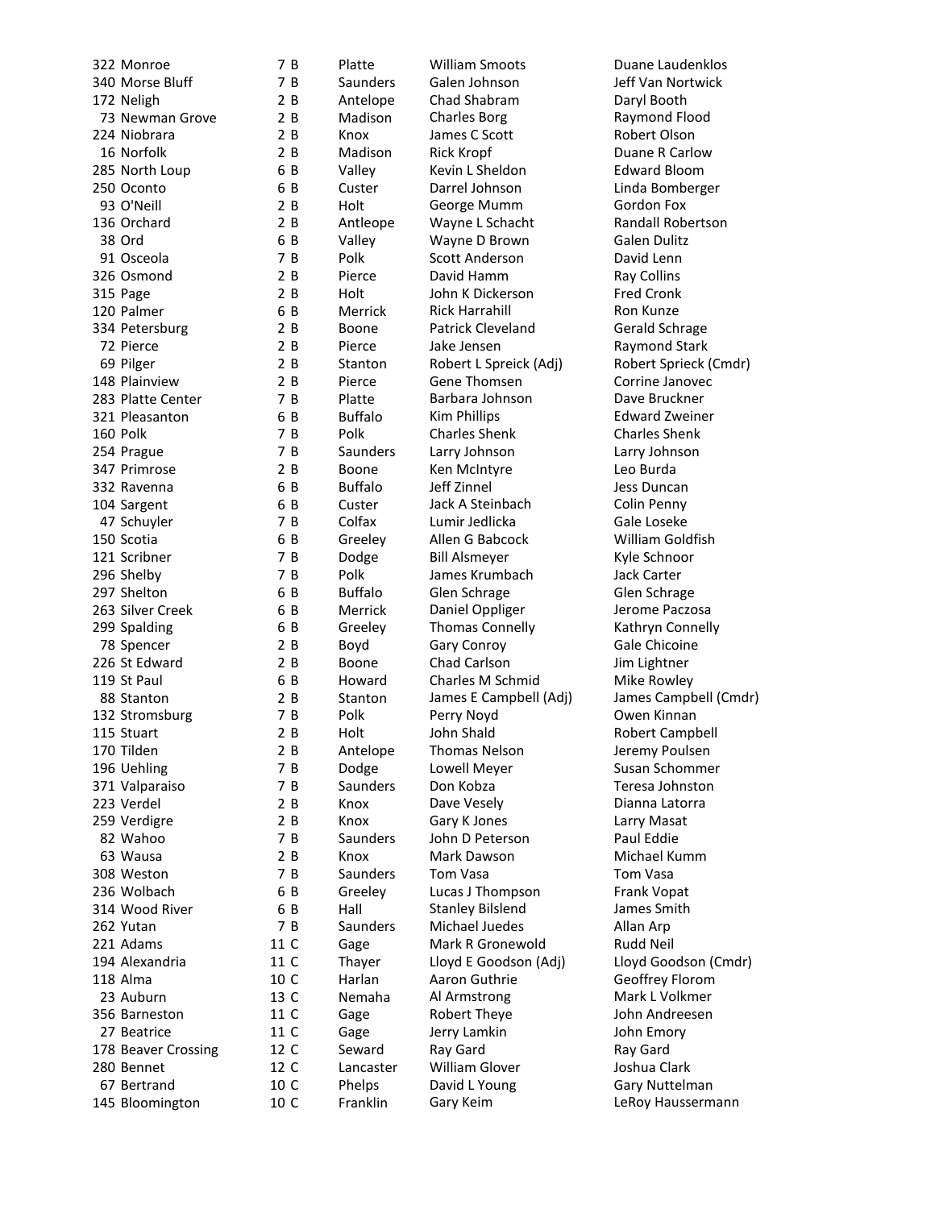| | | | | | |
|---|---|---|---|---|---|
| 322 | Monroe | 7 B | Platte | William Smoots | Duane Laudenklos |
| 340 | Morse Bluff | 7 B | Saunders | Galen Johnson | Jeff Van Nortwick |
| 172 | Neligh | 2 B | Antelope | Chad Shabram | Daryl Booth |
| 73 | Newman Grove | 2 B | Madison | Charles Borg | Raymond Flood |
| 224 | Niobrara | 2 B | Knox | James C Scott | Robert Olson |
| 16 | Norfolk | 2 B | Madison | Rick Kropf | Duane R Carlow |
| 285 | North Loup | 6 B | Valley | Kevin L Sheldon | Edward Bloom |
| 250 | Oconto | 6 B | Custer | Darrel Johnson | Linda Bomberger |
| 93 | O'Neill | 2 B | Holt | George Mumm | Gordon Fox |
| 136 | Orchard | 2 B | Antleope | Wayne L Schacht | Randall Robertson |
| 38 | Ord | 6 B | Valley | Wayne D Brown | Galen Dulitz |
| 91 | Osceola | 7 B | Polk | Scott Anderson | David Lenn |
| 326 | Osmond | 2 B | Pierce | David Hamm | Ray Collins |
| 315 | Page | 2 B | Holt | John K Dickerson | Fred Cronk |
| 120 | Palmer | 6 B | Merrick | Rick Harrahill | Ron Kunze |
| 334 | Petersburg | 2 B | Boone | Patrick Cleveland | Gerald Schrage |
| 72 | Pierce | 2 B | Pierce | Jake Jensen | Raymond Stark |
| 69 | Pilger | 2 B | Stanton | Robert L Spreick (Adj) | Robert Sprieck (Cmdr) |
| 148 | Plainview | 2 B | Pierce | Gene Thomsen | Corrine Janovec |
| 283 | Platte Center | 7 B | Platte | Barbara Johnson | Dave Bruckner |
| 321 | Pleasanton | 6 B | Buffalo | Kim Phillips | Edward Zweiner |
| 160 | Polk | 7 B | Polk | Charles Shenk | Charles Shenk |
| 254 | Prague | 7 B | Saunders | Larry Johnson | Larry Johnson |
| 347 | Primrose | 2 B | Boone | Ken McIntyre | Leo Burda |
| 332 | Ravenna | 6 B | Buffalo | Jeff Zinnel | Jess Duncan |
| 104 | Sargent | 6 B | Custer | Jack A Steinbach | Colin Penny |
| 47 | Schuyler | 7 B | Colfax | Lumir Jedlicka | Gale Loseke |
| 150 | Scotia | 6 B | Greeley | Allen G Babcock | William Goldfish |
| 121 | Scribner | 7 B | Dodge | Bill Alsmeyer | Kyle Schnoor |
| 296 | Shelby | 7 B | Polk | James Krumbach | Jack Carter |
| 297 | Shelton | 6 B | Buffalo | Glen Schrage | Glen Schrage |
| 263 | Silver Creek | 6 B | Merrick | Daniel Oppliger | Jerome Paczosa |
| 299 | Spalding | 6 B | Greeley | Thomas Connelly | Kathryn Connelly |
| 78 | Spencer | 2 B | Boyd | Gary Conroy | Gale Chicoine |
| 226 | St Edward | 2 B | Boone | Chad Carlson | Jim Lightner |
| 119 | St Paul | 6 B | Howard | Charles M Schmid | Mike Rowley |
| 88 | Stanton | 2 B | Stanton | James E Campbell (Adj) | James Campbell (Cmdr) |
| 132 | Stromsburg | 7 B | Polk | Perry Noyd | Owen Kinnan |
| 115 | Stuart | 2 B | Holt | John Shald | Robert Campbell |
| 170 | Tilden | 2 B | Antelope | Thomas Nelson | Jeremy Poulsen |
| 196 | Uehling | 7 B | Dodge | Lowell Meyer | Susan Schommer |
| 371 | Valparaiso | 7 B | Saunders | Don Kobza | Teresa Johnston |
| 223 | Verdel | 2 B | Knox | Dave Vesely | Dianna Latorra |
| 259 | Verdigre | 2 B | Knox | Gary K Jones | Larry Masat |
| 82 | Wahoo | 7 B | Saunders | John D Peterson | Paul Eddie |
| 63 | Wausa | 2 B | Knox | Mark Dawson | Michael Kumm |
| 308 | Weston | 7 B | Saunders | Tom Vasa | Tom Vasa |
| 236 | Wolbach | 6 B | Greeley | Lucas J Thompson | Frank Vopat |
| 314 | Wood River | 6 B | Hall | Stanley Bilslend | James Smith |
| 262 | Yutan | 7 B | Saunders | Michael Juedes | Allan Arp |
| 221 | Adams | 11 C | Gage | Mark R Gronewold | Rudd Neil |
| 194 | Alexandria | 11 C | Thayer | Lloyd E Goodson (Adj) | Lloyd Goodson (Cmdr) |
| 118 | Alma | 10 C | Harlan | Aaron Guthrie | Geoffrey Florom |
| 23 | Auburn | 13 C | Nemaha | Al Armstrong | Mark L Volkmer |
| 356 | Barneston | 11 C | Gage | Robert Theye | John Andreesen |
| 27 | Beatrice | 11 C | Gage | Jerry Lamkin | John Emory |
| 178 | Beaver Crossing | 12 C | Seward | Ray Gard | Ray Gard |
| 280 | Bennet | 12 C | Lancaster | William Glover | Joshua Clark |
| 67 | Bertrand | 10 C | Phelps | David L Young | Gary Nuttelman |
| 145 | Bloomington | 10 C | Franklin | Gary Keim | LeRoy Haussermann |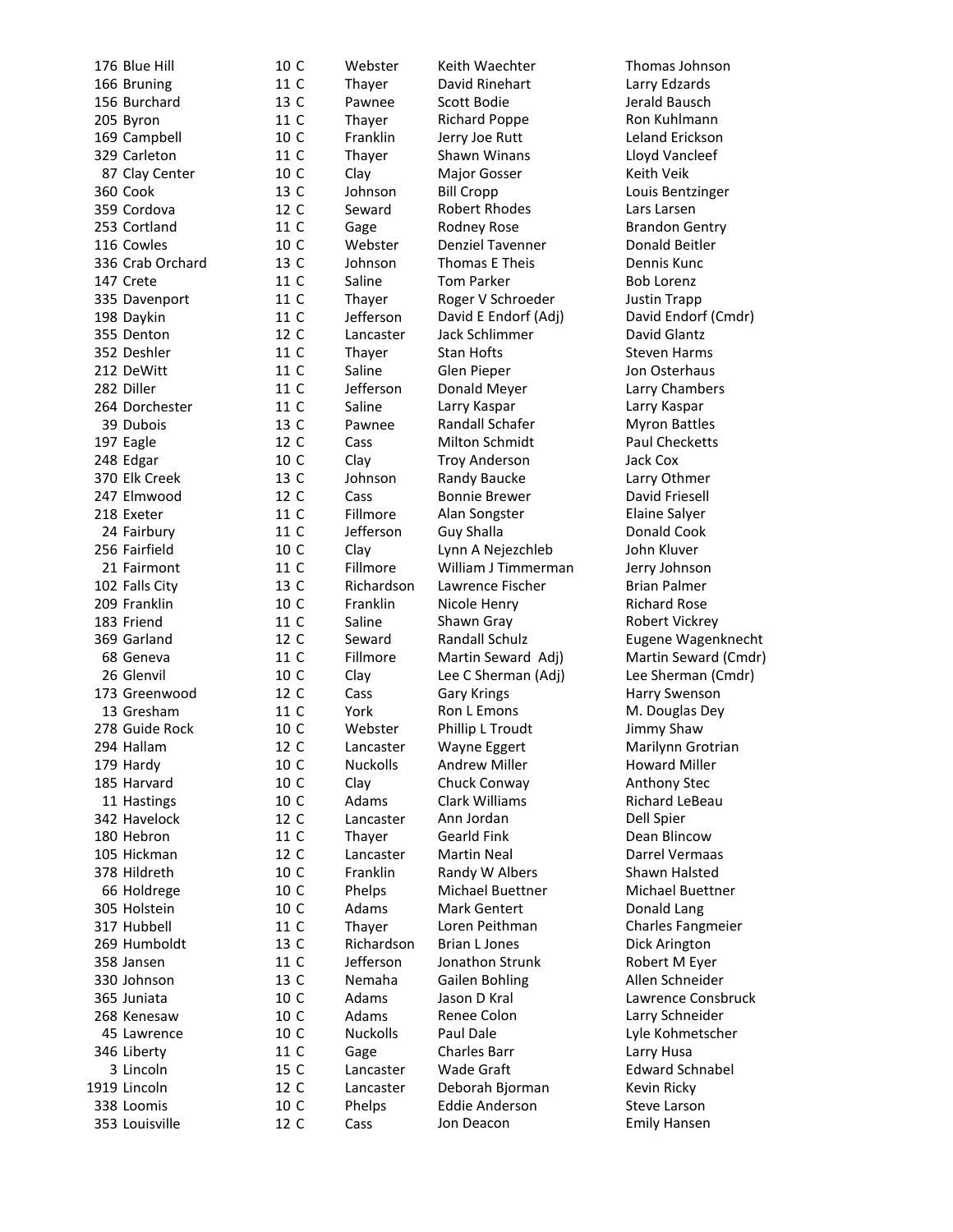| | | | | | |
|---|---|---|---|---|---|
| 176 | Blue Hill | 10 C | Webster | Keith Waechter | Thomas Johnson |
| 166 | Bruning | 11 C | Thayer | David Rinehart | Larry Edzards |
| 156 | Burchard | 13 C | Pawnee | Scott Bodie | Jerald Bausch |
| 205 | Byron | 11 C | Thayer | Richard Poppe | Ron Kuhlmann |
| 169 | Campbell | 10 C | Franklin | Jerry Joe Rutt | Leland Erickson |
| 329 | Carleton | 11 C | Thayer | Shawn Winans | Lloyd Vancleef |
| 87 | Clay Center | 10 C | Clay | Major Gosser | Keith Veik |
| 360 | Cook | 13 C | Johnson | Bill Cropp | Louis Bentzinger |
| 359 | Cordova | 12 C | Seward | Robert Rhodes | Lars Larsen |
| 253 | Cortland | 11 C | Gage | Rodney Rose | Brandon Gentry |
| 116 | Cowles | 10 C | Webster | Denziel Tavenner | Donald Beitler |
| 336 | Crab Orchard | 13 C | Johnson | Thomas E Theis | Dennis Kunc |
| 147 | Crete | 11 C | Saline | Tom Parker | Bob Lorenz |
| 335 | Davenport | 11 C | Thayer | Roger V Schroeder | Justin Trapp |
| 198 | Daykin | 11 C | Jefferson | David E Endorf (Adj) | David Endorf (Cmdr) |
| 355 | Denton | 12 C | Lancaster | Jack Schlimmer | David Glantz |
| 352 | Deshler | 11 C | Thayer | Stan Hofts | Steven Harms |
| 212 | DeWitt | 11 C | Saline | Glen Pieper | Jon Osterhaus |
| 282 | Diller | 11 C | Jefferson | Donald Meyer | Larry Chambers |
| 264 | Dorchester | 11 C | Saline | Larry Kaspar | Larry Kaspar |
| 39 | Dubois | 13 C | Pawnee | Randall Schafer | Myron Battles |
| 197 | Eagle | 12 C | Cass | Milton Schmidt | Paul Checketts |
| 248 | Edgar | 10 C | Clay | Troy Anderson | Jack Cox |
| 370 | Elk Creek | 13 C | Johnson | Randy Baucke | Larry Othmer |
| 247 | Elmwood | 12 C | Cass | Bonnie Brewer | David Friesell |
| 218 | Exeter | 11 C | Fillmore | Alan Songster | Elaine Salyer |
| 24 | Fairbury | 11 C | Jefferson | Guy Shalla | Donald Cook |
| 256 | Fairfield | 10 C | Clay | Lynn A Nejezchleb | John Kluver |
| 21 | Fairmont | 11 C | Fillmore | William J Timmerman | Jerry Johnson |
| 102 | Falls City | 13 C | Richardson | Lawrence Fischer | Brian Palmer |
| 209 | Franklin | 10 C | Franklin | Nicole Henry | Richard Rose |
| 183 | Friend | 11 C | Saline | Shawn Gray | Robert Vickrey |
| 369 | Garland | 12 C | Seward | Randall Schulz | Eugene Wagenknecht |
| 68 | Geneva | 11 C | Fillmore | Martin Seward Adj) | Martin Seward (Cmdr) |
| 26 | Glenvil | 10 C | Clay | Lee C Sherman (Adj) | Lee Sherman (Cmdr) |
| 173 | Greenwood | 12 C | Cass | Gary Krings | Harry Swenson |
| 13 | Gresham | 11 C | York | Ron L Emons | M. Douglas Dey |
| 278 | Guide Rock | 10 C | Webster | Phillip L Troudt | Jimmy Shaw |
| 294 | Hallam | 12 C | Lancaster | Wayne Eggert | Marilynn Grotrian |
| 179 | Hardy | 10 C | Nuckolls | Andrew Miller | Howard Miller |
| 185 | Harvard | 10 C | Clay | Chuck Conway | Anthony Stec |
| 11 | Hastings | 10 C | Adams | Clark Williams | Richard LeBeau |
| 342 | Havelock | 12 C | Lancaster | Ann Jordan | Dell Spier |
| 180 | Hebron | 11 C | Thayer | Gearld Fink | Dean Blincow |
| 105 | Hickman | 12 C | Lancaster | Martin Neal | Darrel Vermaas |
| 378 | Hildreth | 10 C | Franklin | Randy W Albers | Shawn Halsted |
| 66 | Holdrege | 10 C | Phelps | Michael Buettner | Michael Buettner |
| 305 | Holstein | 10 C | Adams | Mark Gentert | Donald Lang |
| 317 | Hubbell | 11 C | Thayer | Loren Peithman | Charles Fangmeier |
| 269 | Humboldt | 13 C | Richardson | Brian L Jones | Dick Arington |
| 358 | Jansen | 11 C | Jefferson | Jonathon Strunk | Robert M Eyer |
| 330 | Johnson | 13 C | Nemaha | Gailen Bohling | Allen Schneider |
| 365 | Juniata | 10 C | Adams | Jason D Kral | Lawrence Consbruck |
| 268 | Kenesaw | 10 C | Adams | Renee Colon | Larry Schneider |
| 45 | Lawrence | 10 C | Nuckolls | Paul Dale | Lyle Kohmetscher |
| 346 | Liberty | 11 C | Gage | Charles Barr | Larry Husa |
| 3 | Lincoln | 15 C | Lancaster | Wade Graft | Edward Schnabel |
| 1919 | Lincoln | 12 C | Lancaster | Deborah Bjorman | Kevin Ricky |
| 338 | Loomis | 10 C | Phelps | Eddie Anderson | Steve Larson |
| 353 | Louisville | 12 C | Cass | Jon Deacon | Emily Hansen |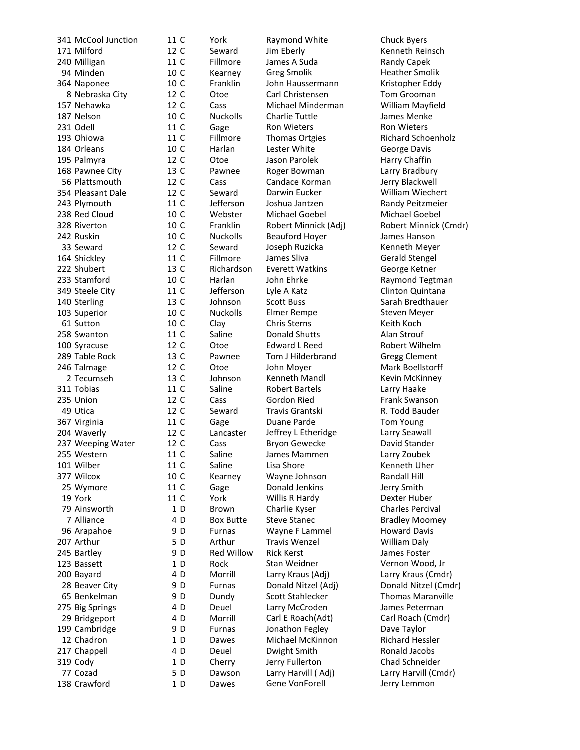| | | | | | |
|---|---|---|---|---|---|
| 341 | McCool Junction | 11 C | York | Raymond White | Chuck Byers |
| 171 | Milford | 12 C | Seward | Jim Eberly | Kenneth Reinsch |
| 240 | Milligan | 11 C | Fillmore | James A Suda | Randy Capek |
| 94 | Minden | 10 C | Kearney | Greg Smolik | Heather Smolik |
| 364 | Naponee | 10 C | Franklin | John Haussermann | Kristopher Eddy |
| 8 | Nebraska City | 12 C | Otoe | Carl Christensen | Tom Grooman |
| 157 | Nehawka | 12 C | Cass | Michael Minderman | William Mayfield |
| 187 | Nelson | 10 C | Nuckolls | Charlie Tuttle | James Menke |
| 231 | Odell | 11 C | Gage | Ron Wieters | Ron Wieters |
| 193 | Ohiowa | 11 C | Fillmore | Thomas Ortgies | Richard Schoenholz |
| 184 | Orleans | 10 C | Harlan | Lester White | George Davis |
| 195 | Palmyra | 12 C | Otoe | Jason Parolek | Harry Chaffin |
| 168 | Pawnee City | 13 C | Pawnee | Roger Bowman | Larry Bradbury |
| 56 | Plattsmouth | 12 C | Cass | Candace Korman | Jerry Blackwell |
| 354 | Pleasant Dale | 12 C | Seward | Darwin Eucker | William Wiechert |
| 243 | Plymouth | 11 C | Jefferson | Joshua Jantzen | Randy Peitzmeier |
| 238 | Red Cloud | 10 C | Webster | Michael Goebel | Michael Goebel |
| 328 | Riverton | 10 C | Franklin | Robert Minnick (Adj) | Robert Minnick (Cmdr) |
| 242 | Ruskin | 10 C | Nuckolls | Beauford Hoyer | James Hanson |
| 33 | Seward | 12 C | Seward | Joseph Ruzicka | Kenneth Meyer |
| 164 | Shickley | 11 C | Fillmore | James Sliva | Gerald Stengel |
| 222 | Shubert | 13 C | Richardson | Everett Watkins | George Ketner |
| 233 | Stamford | 10 C | Harlan | John Ehrke | Raymond Tegtman |
| 349 | Steele City | 11 C | Jefferson | Lyle A Katz | Clinton Quintana |
| 140 | Sterling | 13 C | Johnson | Scott Buss | Sarah Bredthauer |
| 103 | Superior | 10 C | Nuckolls | Elmer Rempe | Steven Meyer |
| 61 | Sutton | 10 C | Clay | Chris Sterns | Keith Koch |
| 258 | Swanton | 11 C | Saline | Donald Shutts | Alan Strouf |
| 100 | Syracuse | 12 C | Otoe | Edward L Reed | Robert Wilhelm |
| 289 | Table Rock | 13 C | Pawnee | Tom J Hilderbrand | Gregg Clement |
| 246 | Talmage | 12 C | Otoe | John Moyer | Mark Boellstorff |
| 2 | Tecumseh | 13 C | Johnson | Kenneth Mandl | Kevin McKinney |
| 311 | Tobias | 11 C | Saline | Robert Bartels | Larry Haake |
| 235 | Union | 12 C | Cass | Gordon Ried | Frank Swanson |
| 49 | Utica | 12 C | Seward | Travis Grantski | R. Todd Bauder |
| 367 | Virginia | 11 C | Gage | Duane Parde | Tom Young |
| 204 | Waverly | 12 C | Lancaster | Jeffrey L Etheridge | Larry Seawall |
| 237 | Weeping Water | 12 C | Cass | Bryon Gewecke | David Stander |
| 255 | Western | 11 C | Saline | James Mammen | Larry Zoubek |
| 101 | Wilber | 11 C | Saline | Lisa Shore | Kenneth Uher |
| 377 | Wilcox | 10 C | Kearney | Wayne Johnson | Randall Hill |
| 25 | Wymore | 11 C | Gage | Donald Jenkins | Jerry Smith |
| 19 | York | 11 C | York | Willis R Hardy | Dexter Huber |
| 79 | Ainsworth | 1 D | Brown | Charlie Kyser | Charles Percival |
| 7 | Alliance | 4 D | Box Butte | Steve Stanec | Bradley Moomey |
| 96 | Arapahoe | 9 D | Furnas | Wayne F Lammel | Howard Davis |
| 207 | Arthur | 5 D | Arthur | Travis Wenzel | William Daly |
| 245 | Bartley | 9 D | Red Willow | Rick Kerst | James Foster |
| 123 | Bassett | 1 D | Rock | Stan Weidner | Vernon Wood, Jr |
| 200 | Bayard | 4 D | Morrill | Larry Kraus (Adj) | Larry Kraus (Cmdr) |
| 28 | Beaver City | 9 D | Furnas | Donald Nitzel (Adj) | Donald Nitzel (Cmdr) |
| 65 | Benkelman | 9 D | Dundy | Scott Stahlecker | Thomas Maranville |
| 275 | Big Springs | 4 D | Deuel | Larry McCroden | James Peterman |
| 29 | Bridgeport | 4 D | Morrill | Carl E Roach(Adt) | Carl Roach (Cmdr) |
| 199 | Cambridge | 9 D | Furnas | Jonathon Fegley | Dave Taylor |
| 12 | Chadron | 1 D | Dawes | Michael McKinnon | Richard Hessler |
| 217 | Chappell | 4 D | Deuel | Dwight Smith | Ronald Jacobs |
| 319 | Cody | 1 D | Cherry | Jerry Fullerton | Chad Schneider |
| 77 | Cozad | 5 D | Dawson | Larry Harvill ( Adj) | Larry Harvill (Cmdr) |
| 138 | Crawford | 1 D | Dawes | Gene VonForell | Jerry Lemmon |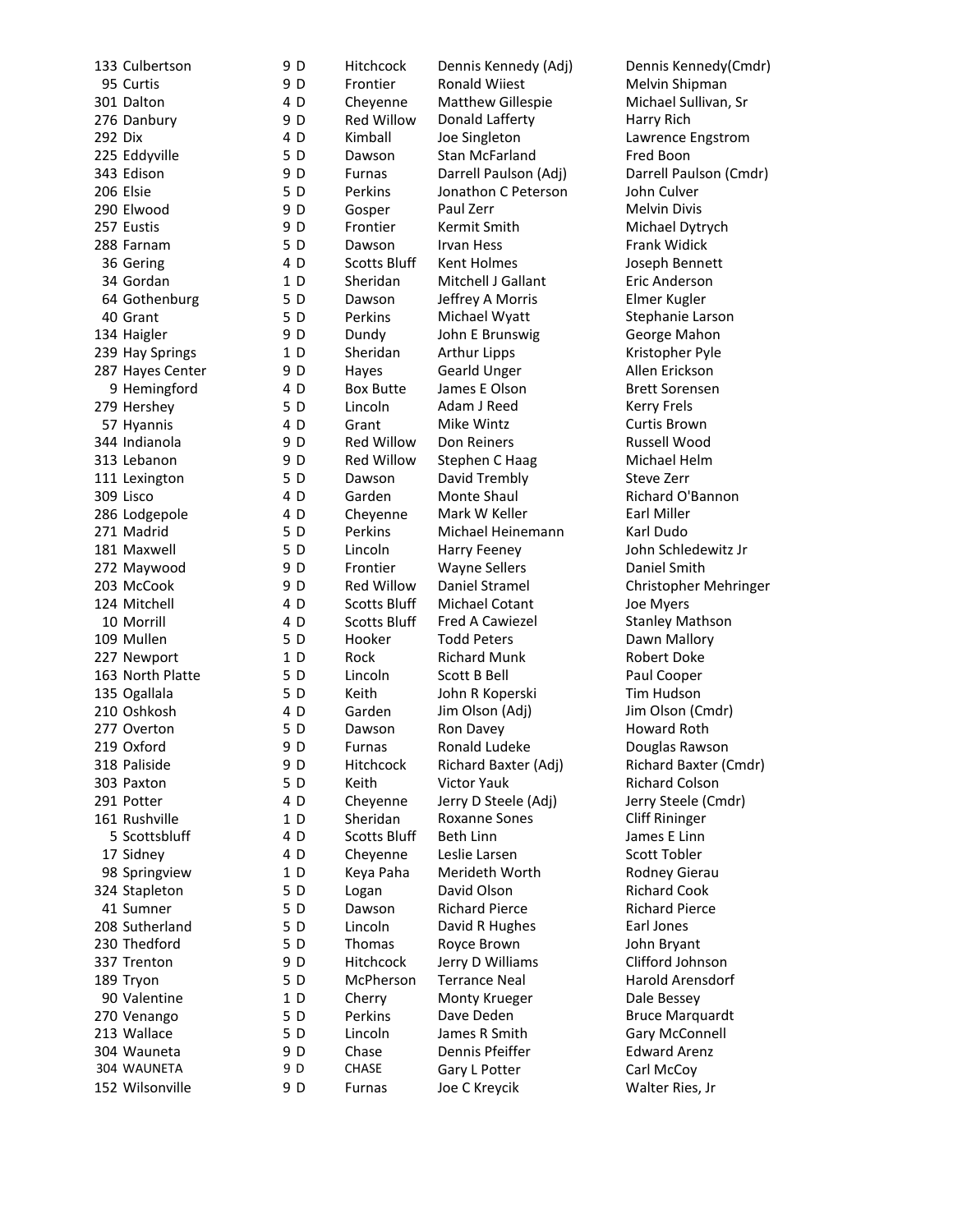| | | | | | | |
|---|---|---|---|---|---|---|
| 133 | Culbertson | 9 | D | Hitchcock | Dennis Kennedy (Adj) | Dennis Kennedy(Cmdr) |
| 95 | Curtis | 9 | D | Frontier | Ronald Wiiest | Melvin Shipman |
| 301 | Dalton | 4 | D | Cheyenne | Matthew Gillespie | Michael Sullivan, Sr |
| 276 | Danbury | 9 | D | Red Willow | Donald Lafferty | Harry Rich |
| 292 | Dix | 4 | D | Kimball | Joe Singleton | Lawrence Engstrom |
| 225 | Eddyville | 5 | D | Dawson | Stan McFarland | Fred Boon |
| 343 | Edison | 9 | D | Furnas | Darrell Paulson (Adj) | Darrell Paulson (Cmdr) |
| 206 | Elsie | 5 | D | Perkins | Jonathon C Peterson | John Culver |
| 290 | Elwood | 9 | D | Gosper | Paul Zerr | Melvin Divis |
| 257 | Eustis | 9 | D | Frontier | Kermit Smith | Michael Dytrych |
| 288 | Farnam | 5 | D | Dawson | Irvan Hess | Frank Widick |
| 36 | Gering | 4 | D | Scotts Bluff | Kent Holmes | Joseph Bennett |
| 34 | Gordan | 1 | D | Sheridan | Mitchell J Gallant | Eric Anderson |
| 64 | Gothenburg | 5 | D | Dawson | Jeffrey A Morris | Elmer Kugler |
| 40 | Grant | 5 | D | Perkins | Michael Wyatt | Stephanie Larson |
| 134 | Haigler | 9 | D | Dundy | John E Brunswig | George Mahon |
| 239 | Hay Springs | 1 | D | Sheridan | Arthur Lipps | Kristopher Pyle |
| 287 | Hayes Center | 9 | D | Hayes | Gearld Unger | Allen Erickson |
| 9 | Hemingford | 4 | D | Box Butte | James E Olson | Brett Sorensen |
| 279 | Hershey | 5 | D | Lincoln | Adam J Reed | Kerry Frels |
| 57 | Hyannis | 4 | D | Grant | Mike Wintz | Curtis Brown |
| 344 | Indianola | 9 | D | Red Willow | Don Reiners | Russell Wood |
| 313 | Lebanon | 9 | D | Red Willow | Stephen C Haag | Michael Helm |
| 111 | Lexington | 5 | D | Dawson | David Trembly | Steve Zerr |
| 309 | Lisco | 4 | D | Garden | Monte Shaul | Richard O'Bannon |
| 286 | Lodgepole | 4 | D | Cheyenne | Mark W Keller | Earl Miller |
| 271 | Madrid | 5 | D | Perkins | Michael Heinemann | Karl Dudo |
| 181 | Maxwell | 5 | D | Lincoln | Harry Feeney | John Schledewitz Jr |
| 272 | Maywood | 9 | D | Frontier | Wayne Sellers | Daniel Smith |
| 203 | McCook | 9 | D | Red Willow | Daniel Stramel | Christopher Mehringer |
| 124 | Mitchell | 4 | D | Scotts Bluff | Michael Cotant | Joe Myers |
| 10 | Morrill | 4 | D | Scotts Bluff | Fred A Cawiezel | Stanley Mathson |
| 109 | Mullen | 5 | D | Hooker | Todd Peters | Dawn Mallory |
| 227 | Newport | 1 | D | Rock | Richard Munk | Robert Doke |
| 163 | North Platte | 5 | D | Lincoln | Scott B Bell | Paul Cooper |
| 135 | Ogallala | 5 | D | Keith | John R Koperski | Tim Hudson |
| 210 | Oshkosh | 4 | D | Garden | Jim Olson (Adj) | Jim Olson (Cmdr) |
| 277 | Overton | 5 | D | Dawson | Ron Davey | Howard Roth |
| 219 | Oxford | 9 | D | Furnas | Ronald Ludeke | Douglas Rawson |
| 318 | Paliside | 9 | D | Hitchcock | Richard Baxter (Adj) | Richard Baxter (Cmdr) |
| 303 | Paxton | 5 | D | Keith | Victor Yauk | Richard Colson |
| 291 | Potter | 4 | D | Cheyenne | Jerry D Steele (Adj) | Jerry Steele (Cmdr) |
| 161 | Rushville | 1 | D | Sheridan | Roxanne Sones | Cliff Rininger |
| 5 | Scottsbluff | 4 | D | Scotts Bluff | Beth Linn | James E Linn |
| 17 | Sidney | 4 | D | Cheyenne | Leslie Larsen | Scott Tobler |
| 98 | Springview | 1 | D | Keya Paha | Merideth Worth | Rodney Gierau |
| 324 | Stapleton | 5 | D | Logan | David Olson | Richard Cook |
| 41 | Sumner | 5 | D | Dawson | Richard Pierce | Richard Pierce |
| 208 | Sutherland | 5 | D | Lincoln | David R Hughes | Earl Jones |
| 230 | Thedford | 5 | D | Thomas | Royce Brown | John Bryant |
| 337 | Trenton | 9 | D | Hitchcock | Jerry D Williams | Clifford Johnson |
| 189 | Tryon | 5 | D | McPherson | Terrance Neal | Harold Arensdorf |
| 90 | Valentine | 1 | D | Cherry | Monty Krueger | Dale Bessey |
| 270 | Venango | 5 | D | Perkins | Dave Deden | Bruce Marquardt |
| 213 | Wallace | 5 | D | Lincoln | James R Smith | Gary McConnell |
| 304 | Wauneta | 9 | D | Chase | Dennis Pfeiffer | Edward Arenz |
| 304 | WAUNETA | 9 | D | CHASE | Gary L Potter | Carl McCoy |
| 152 | Wilsonville | 9 | D | Furnas | Joe C Kreycik | Walter Ries, Jr |